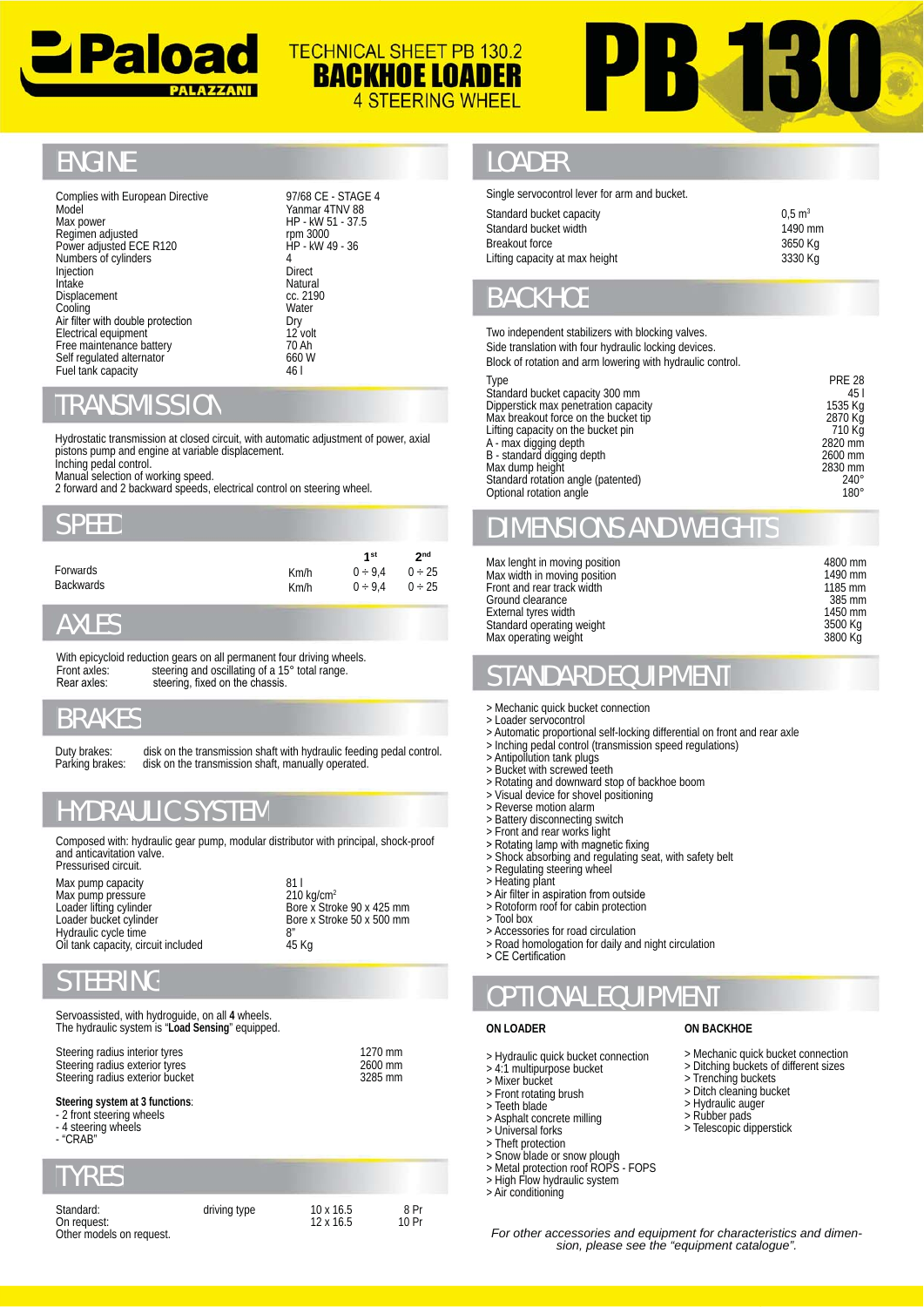# Paload PALAZZANI

TECHNICAL SHEET PB 130.2

**BACKHOE LOADER**

4 STEERING WHEEL

# PB 130

## ENGINE

| | |
|---|---|
| Complies with European Directive | 97/68 CE - STAGE 4 |
| Model | Yanmar 4TNV 88 |
| Max power | HP - kW 51 - 37.5 |
| Regimen adjusted | rpm 3000 |
| Power adjusted ECE R120 | HP - kW 49 - 36 |
| Numbers of cylinders | 4 |
| Injection | Direct |
| Intake | Natural |
| Displacement | cc. 2190 |
| Cooling | Water |
| Air filter with double protection | Dry |
| Electrical equipment | 12 volt |
| Free maintenance battery | 70 Ah |
| Self regulated alternator | 660 W |
| Fuel tank capacity | 46 l |

## TRANSMISSION

Hydrostatic transmission at closed circuit, with automatic adjustment of power, axial pistons pump and engine at variable displacement.
Inching pedal control.
Manual selection of working speed.
2 forward and 2 backward speeds, electrical control on steering wheel.

## SPEED

| | | 1st | 2nd |
|---|---|---|---|
| Forwards | Km/h | 0 ÷ 9,4 | 0 ÷ 25 |
| Backwards | Km/h | 0 ÷ 9,4 | 0 ÷ 25 |

## AXLES

With epicycloid reduction gears on all permanent four driving wheels.
Front axles: steering and oscillating of a 15° total range.
Rear axles: steering, fixed on the chassis.

## BRAKES

Duty brakes: disk on the transmission shaft with hydraulic feeding pedal control.
Parking brakes: disk on the transmission shaft, manually operated.

## HYDRAULIC SYSTEM

Composed with: hydraulic gear pump, modular distributor with principal, shock-proof and anticavitation valve.
Pressurised circuit.

| | |
|---|---|
| Max pump capacity | 81 l |
| Max pump pressure | 210 kg/cm$^2$ |
| Loader lifting cylinder | Bore x Stroke 90 x 425 mm |
| Loader bucket cylinder | Bore x Stroke 50 x 500 mm |
| Hydraulic cycle time | 8" |
| Oil tank capacity, circuit included | 45 Kg |

## STEERING

Servoassisted, with hydroguide, on all **4** wheels.
The hydraulic system is "**Load Sensing**" equipped.

| | |
|---|---|
| Steering radius interior tyres | 1270 mm |
| Steering radius exterior tyres | 2600 mm |
| Steering radius exterior bucket | 3285 mm |

**Steering system at 3 functions**:
- 2 front steering wheels
- 4 steering wheels
- "CRAB"

## TYRES

| | | | |
|---|---|---|---|
| Standard: | driving type | 10 x 16.5 | 8 Pr |
| On request: | | 12 x 16.5 | 10 Pr |

Other models on request.

## LOADER

Single servocontrol lever for arm and bucket.

| | |
|---|---|
| Standard bucket capacity | 0,5 m$^3$ |
| Standard bucket width | 1490 mm |
| Breakout force | 3650 Kg |
| Lifting capacity at max height | 3330 Kg |

## BACKHOE

Two independent stabilizers with blocking valves.
Side translation with four hydraulic locking devices.
Block of rotation and arm lowering with hydraulic control.

| | |
|---|---|
| Type | PRE 28 |
| Standard bucket capacity 300 mm | 45 l |
| Dipperstick max penetration capacity | 1535 Kg |
| Max breakout force on the bucket tip | 2870 Kg |
| Lifting capacity on the bucket pin | 710 Kg |
| A - max digging depth | 2820 mm |
| B - standard digging depth | 2600 mm |
| Max dump height | 2830 mm |
| Standard rotation angle (patented) | 240° |
| Optional rotation angle | 180° |

## DIMENSIONS AND WEIGHTS

| | |
|---|---|
| Max lenght in moving position | 4800 mm |
| Max width in moving position | 1490 mm |
| Front and rear track width | 1185 mm |
| Ground clearance | 385 mm |
| External tyres width | 1450 mm |
| Standard operating weight | 3500 Kg |
| Max operating weight | 3800 Kg |

## STANDARD EQUIPMENT

> Mechanic quick bucket connection
> Loader servocontrol
> Automatic proportional self-locking differential on front and rear axle
> Inching pedal control (transmission speed regulations)
> Antipollution tank plugs
> Bucket with screwed teeth
> Rotating and downward stop of backhoe boom
> Visual device for shovel positioning
> Reverse motion alarm
> Battery disconnecting switch
> Front and rear works light
> Rotating lamp with magnetic fixing
> Shock absorbing and regulating seat, with safety belt
> Regulating steering wheel
> Heating plant
> Air filter in aspiration from outside
> Rotoform roof for cabin protection
> Tool box
> Accessories for road circulation
> Road homologation for daily and night circulation
> CE Certification

## OPTIONAL EQUIPMENT

**ON LOADER**

> Hydraulic quick bucket connection
> 4:1 multipurpose bucket
> Mixer bucket
> Front rotating brush
> Teeth blade
> Asphalt concrete milling
> Universal forks
> Theft protection
> Snow blade or snow plough
> Metal protection roof ROPS - FOPS
> High Flow hydraulic system
> Air conditioning

**ON BACKHOE**

> Mechanic quick bucket connection
> Ditching buckets of different sizes
> Trenching buckets
> Ditch cleaning bucket
> Hydraulic auger
> Rubber pads
> Telescopic dipperstick

*For other accessories and equipment for characteristics and dimension, please see the "equipment catalogue".*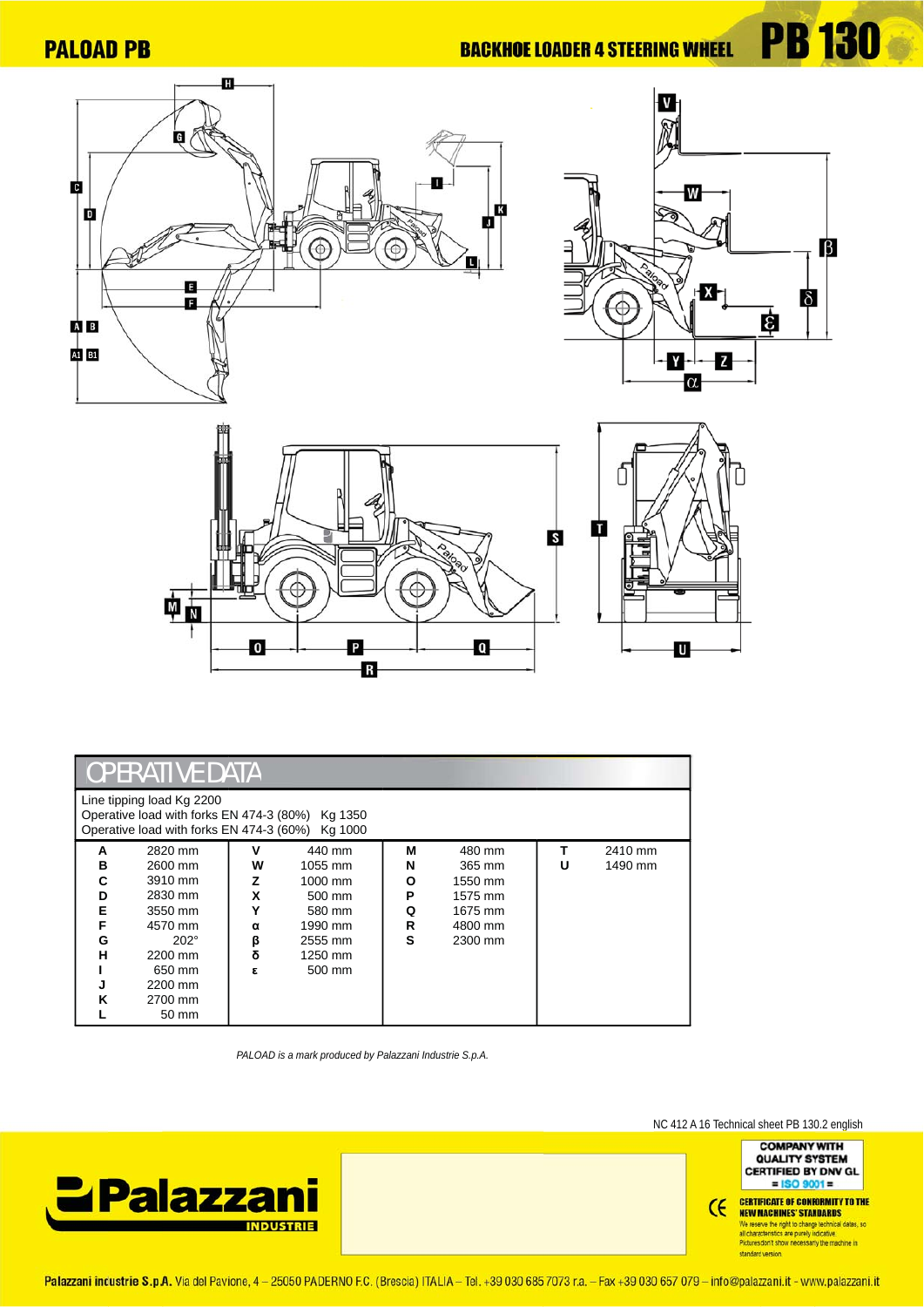PALOAD PB

BACKHOE LOADER 4 STEERING WHEEL **PB 130**

## OPERATIVE DATA

Line tipping load Kg 2200
Operative load with forks EN 474-3 (80%) Kg 1350
Operative load with forks EN 474-3 (60%) Kg 1000

| | | | | | | | |
|---|---|---|---|---|---|---|---|
| **A** | 2820 mm | **V** | 440 mm | **M** | 480 mm | **T** | 2410 mm |
| **B** | 2600 mm | **W** | 1055 mm | **N** | 365 mm | **U** | 1490 mm |
| **C** | 3910 mm | **Z** | 1000 mm | **O** | 1550 mm | | |
| **D** | 2830 mm | **X** | 500 mm | **P** | 1575 mm | | |
| **E** | 3550 mm | **Y** | 580 mm | **Q** | 1675 mm | | |
| **F** | 4570 mm | **α** | 1990 mm | **R** | 4800 mm | | |
| **G** | 202° | **β** | 2555 mm | **S** | 2300 mm | | |
| **H** | 2200 mm | **δ** | 1250 mm | | | | |
| **I** | 650 mm | **ε** | 500 mm | | | | |
| **J** | 2200 mm | | | | | | |
| **K** | 2700 mm | | | | | | |
| **L** | 50 mm | | | | | | |

*PALOAD is a mark produced by Palazzani Industrie S.p.A.*

NC 412 A 16 Technical sheet PB 130.2 english

Palazzani INDUSTRIE

COMPANY WITH QUALITY SYSTEM CERTIFIED BY DNV GL = ISO 9001 =

CE CERTIFICATE OF CONFORMITY TO THE NEW MACHINES' STANDARDS
We reserve the right to change technical datas, so all characteristics are purely indicative. Pictures don't show necessary the machine is standard version.

**Palazzani industrie S.p.A.** Via del Pavione, 4 – 25050 PADERNO F.C. (Brescia) ITALIA – Tel. +39 030 685 7073 r.a. – Fax +39 030 657 079 – info@palazzani.it - www.palazzani.it